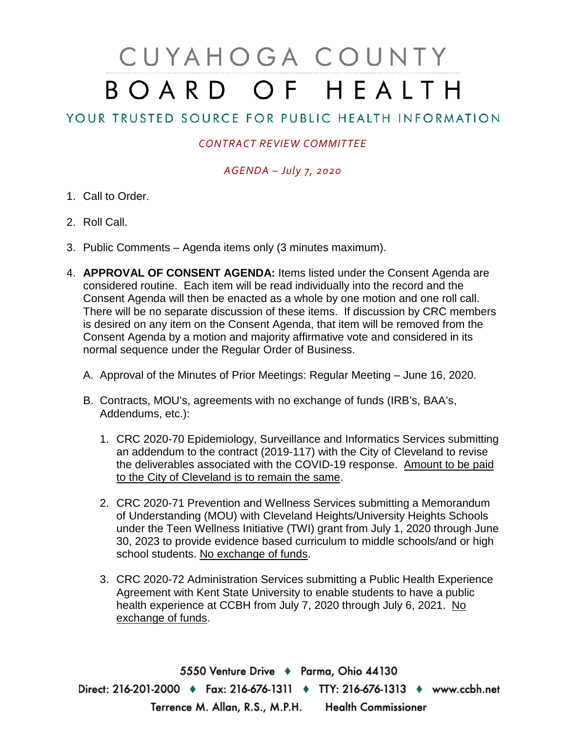# CUYAHOGA COUNTY BOARD OF HEALTH

## YOUR TRUSTED SOURCE FOR PUBLIC HEALTH INFORMATION

*CONTRACT REVIEW COMMITTEE*

*AGENDA – July 7, 2020*

1. Call to Order.

2. Roll Call.

3. Public Comments – Agenda items only (3 minutes maximum).

4. **APPROVAL OF CONSENT AGENDA:** Items listed under the Consent Agenda are considered routine. Each item will be read individually into the record and the Consent Agenda will then be enacted as a whole by one motion and one roll call. There will be no separate discussion of these items. If discussion by CRC members is desired on any item on the Consent Agenda, that item will be removed from the Consent Agenda by a motion and majority affirmative vote and considered in its normal sequence under the Regular Order of Business.

   A. Approval of the Minutes of Prior Meetings: Regular Meeting – June 16, 2020.

   B. Contracts, MOU's, agreements with no exchange of funds (IRB's, BAA's, Addendums, etc.):

      1. CRC 2020-70 Epidemiology, Surveillance and Informatics Services submitting an addendum to the contract (2019-117) with the City of Cleveland to revise the deliverables associated with the COVID-19 response. Amount to be paid to the City of Cleveland is to remain the same.

      2. CRC 2020-71 Prevention and Wellness Services submitting a Memorandum of Understanding (MOU) with Cleveland Heights/University Heights Schools under the Teen Wellness Initiative (TWI) grant from July 1, 2020 through June 30, 2023 to provide evidence based curriculum to middle schools/and or high school students. No exchange of funds.

      3. CRC 2020-72 Administration Services submitting a Public Health Experience Agreement with Kent State University to enable students to have a public health experience at CCBH from July 7, 2020 through July 6, 2021. No exchange of funds.

5550 Venture Drive ♦ Parma, Ohio 44130
Direct: 216-201-2000 ♦ Fax: 216-676-1311 ♦ TTY: 216-676-1313 ♦ www.ccbh.net
Terrence M. Allan, R.S., M.P.H. Health Commissioner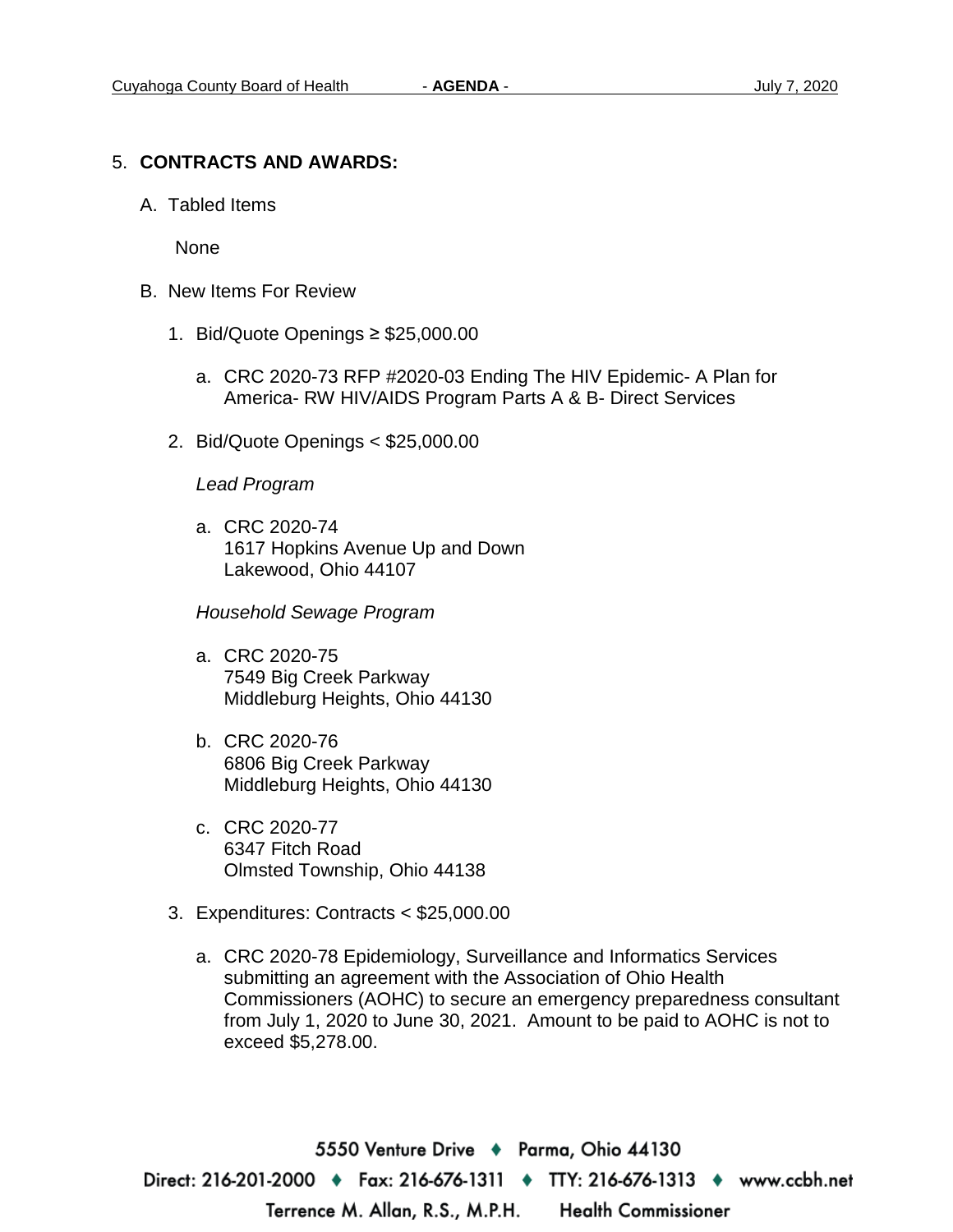5. **CONTRACTS AND AWARDS:**

   A. Tabled Items

      None

   B. New Items For Review

      1. Bid/Quote Openings ≥ $25,000.00

         a. CRC 2020-73 RFP #2020-03 Ending The HIV Epidemic- A Plan for America- RW HIV/AIDS Program Parts A & B- Direct Services

      2. Bid/Quote Openings < $25,000.00

         *Lead Program*

         a. CRC 2020-74
            1617 Hopkins Avenue Up and Down
            Lakewood, Ohio 44107

         *Household Sewage Program*

         a. CRC 2020-75
            7549 Big Creek Parkway
            Middleburg Heights, Ohio 44130

         b. CRC 2020-76
            6806 Big Creek Parkway
            Middleburg Heights, Ohio 44130

         c. CRC 2020-77
            6347 Fitch Road
            Olmsted Township, Ohio 44138

      3. Expenditures: Contracts < $25,000.00

         a. CRC 2020-78 Epidemiology, Surveillance and Informatics Services submitting an agreement with the Association of Ohio Health Commissioners (AOHC) to secure an emergency preparedness consultant from July 1, 2020 to June 30, 2021. Amount to be paid to AOHC is not to exceed $5,278.00.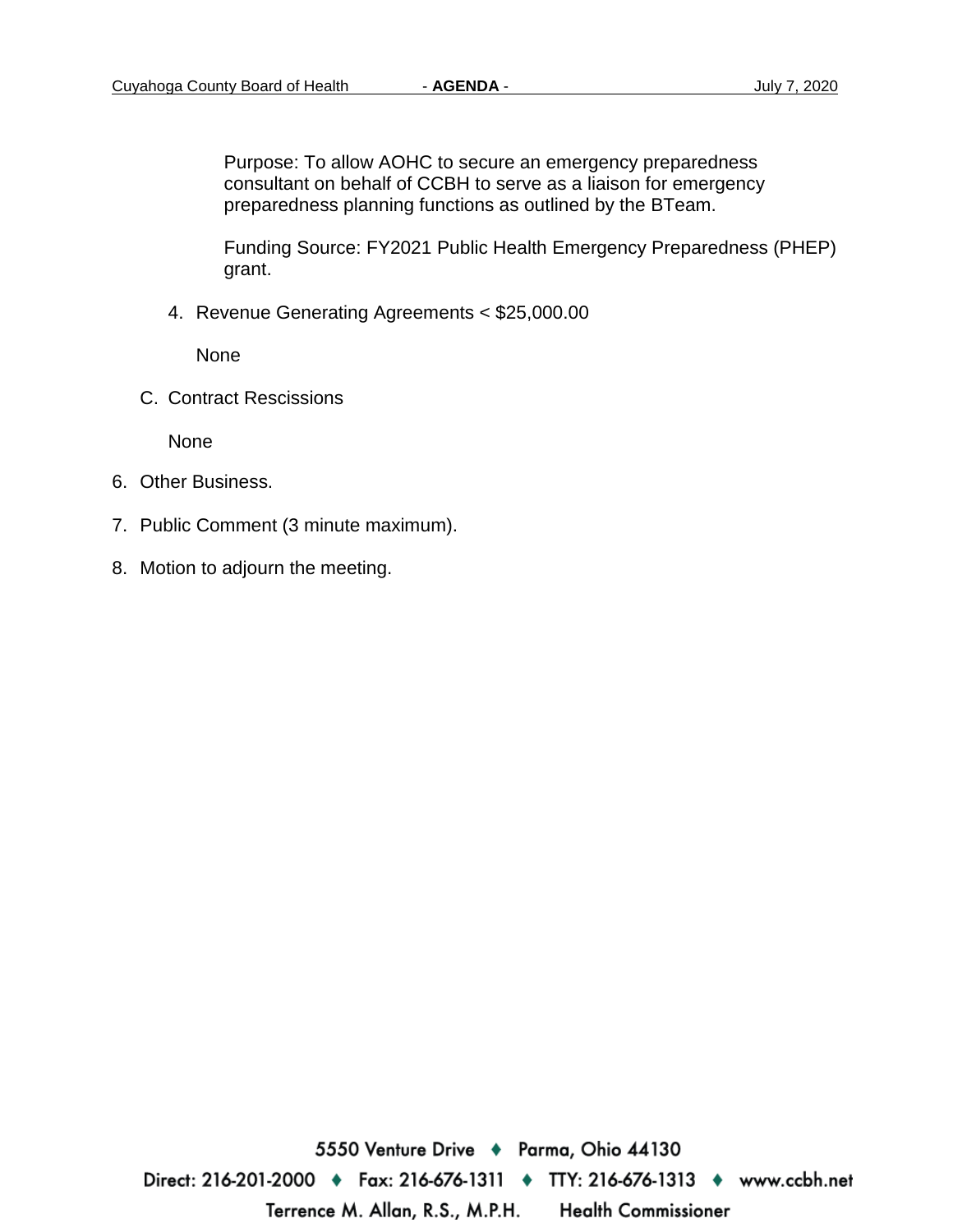Purpose: To allow AOHC to secure an emergency preparedness consultant on behalf of CCBH to serve as a liaison for emergency preparedness planning functions as outlined by the BTeam.

Funding Source: FY2021 Public Health Emergency Preparedness (PHEP) grant.

4. Revenue Generating Agreements < $25,000.00

   None

C. Contract Rescissions

   None

6. Other Business.
7. Public Comment (3 minute maximum).
8. Motion to adjourn the meeting.